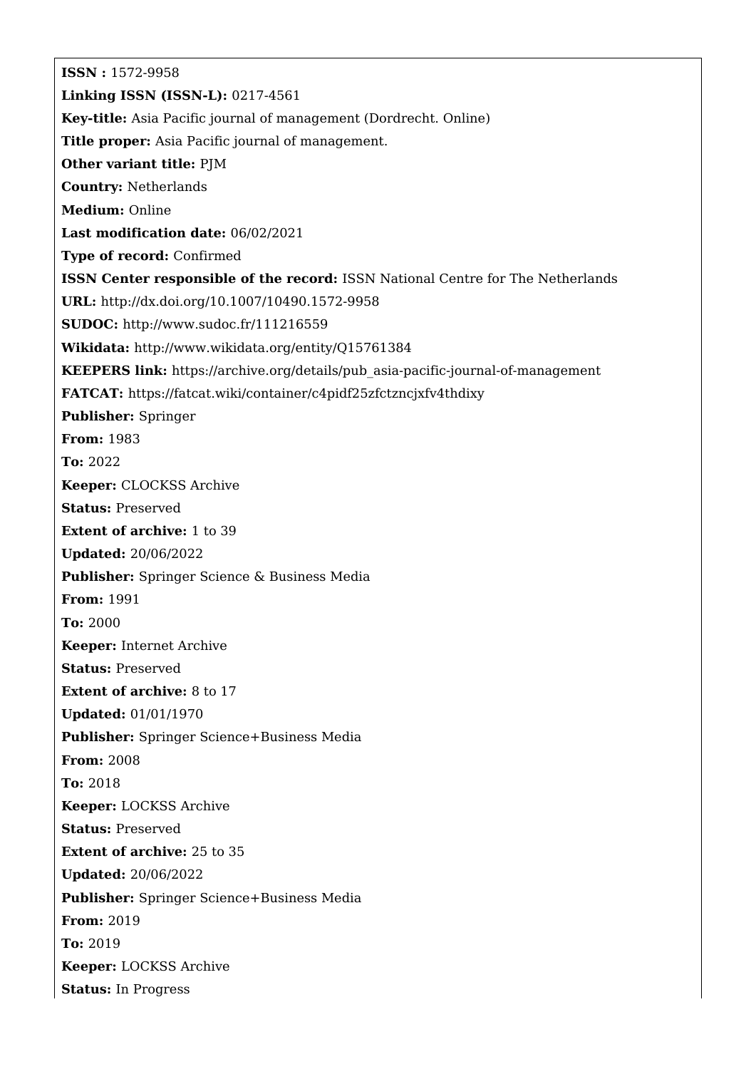**ISSN :** 1572-9958

**Linking ISSN (ISSN-L):** 0217-4561

**Key-title:** Asia Pacific journal of management (Dordrecht. Online)

**Title proper:** Asia Pacific journal of management.

**Other variant title:** PJM

**Country:** Netherlands

**Medium:** Online

**Last modification date:** 06/02/2021

**Type of record:** Confirmed

**ISSN Center responsible of the record:** ISSN National Centre for The Netherlands

**URL:** http://dx.doi.org/10.1007/10490.1572-9958

**SUDOC:** http://www.sudoc.fr/111216559

**Wikidata:** http://www.wikidata.org/entity/Q15761384

**KEEPERS link:** https://archive.org/details/pub_asia-pacific-journal-of-management

**FATCAT:** https://fatcat.wiki/container/c4pidf25zfctzncjxfv4thdixy

**Publisher:** Springer

**From:** 1983

**To:** 2022

**Keeper:** CLOCKSS Archive

**Status:** Preserved

**Extent of archive:** 1 to 39

**Updated:** 20/06/2022

**Publisher:** Springer Science & Business Media

**From:** 1991

**To:** 2000

**Keeper:** Internet Archive

**Status:** Preserved

**Extent of archive:** 8 to 17

**Updated:** 01/01/1970

**Publisher:** Springer Science+Business Media

**From:** 2008

**To:** 2018

**Keeper:** LOCKSS Archive

**Status:** Preserved

**Extent of archive:** 25 to 35

**Updated:** 20/06/2022

**Publisher:** Springer Science+Business Media

**From:** 2019

**To:** 2019

**Keeper:** LOCKSS Archive

**Status:** In Progress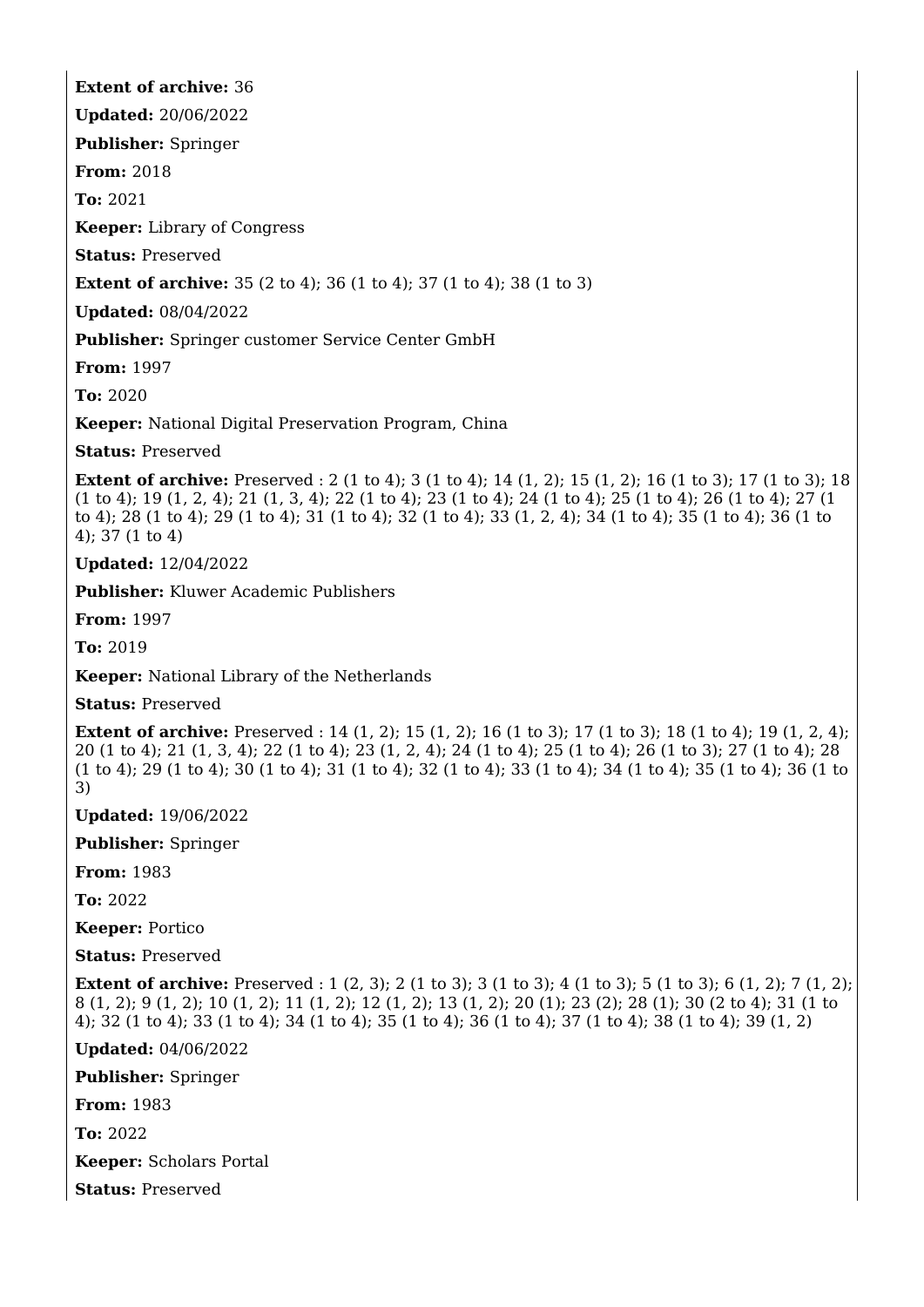**Extent of archive:** 36

**Updated:** 20/06/2022

**Publisher:** Springer

**From:** 2018

**To:** 2021

**Keeper:** Library of Congress

**Status:** Preserved

**Extent of archive:** 35 (2 to 4); 36 (1 to 4); 37 (1 to 4); 38 (1 to 3)

**Updated:** 08/04/2022

**Publisher:** Springer customer Service Center GmbH

**From:** 1997

**To:** 2020

**Keeper:** National Digital Preservation Program, China

**Status:** Preserved

**Extent of archive:** Preserved : 2 (1 to 4); 3 (1 to 4); 14 (1, 2); 15 (1, 2); 16 (1 to 3); 17 (1 to 3); 18 (1 to 4); 19 (1, 2, 4); 21 (1, 3, 4); 22 (1 to 4); 23 (1 to 4); 24 (1 to 4); 25 (1 to 4); 26 (1 to 4); 27 (1 to 4); 28 (1 to 4); 29 (1 to 4); 31 (1 to 4); 32 (1 to 4); 33 (1, 2, 4); 34 (1 to 4); 35 (1 to 4); 36 (1 to 4); 37 (1 to 4)

**Updated:** 12/04/2022

**Publisher:** Kluwer Academic Publishers

**From:** 1997

**To:** 2019

**Keeper:** National Library of the Netherlands

**Status:** Preserved

**Extent of archive:** Preserved : 14 (1, 2); 15 (1, 2); 16 (1 to 3); 17 (1 to 3); 18 (1 to 4); 19 (1, 2, 4); 20 (1 to 4); 21 (1, 3, 4); 22 (1 to 4); 23 (1, 2, 4); 24 (1 to 4); 25 (1 to 4); 26 (1 to 3); 27 (1 to 4); 28 (1 to 4); 29 (1 to 4); 30 (1 to 4); 31 (1 to 4); 32 (1 to 4); 33 (1 to 4); 34 (1 to 4); 35 (1 to 4); 36 (1 to 3)

**Updated:** 19/06/2022

**Publisher:** Springer

**From:** 1983

**To:** 2022

**Keeper:** Portico

**Status:** Preserved

**Extent of archive:** Preserved : 1 (2, 3); 2 (1 to 3); 3 (1 to 3); 4 (1 to 3); 5 (1 to 3); 6 (1, 2); 7 (1, 2); 8 (1, 2); 9 (1, 2); 10 (1, 2); 11 (1, 2); 12 (1, 2); 13 (1, 2); 20 (1); 23 (2); 28 (1); 30 (2 to 4); 31 (1 to 4); 32 (1 to 4); 33 (1 to 4); 34 (1 to 4); 35 (1 to 4); 36 (1 to 4); 37 (1 to 4); 38 (1 to 4); 39 (1, 2)

**Updated:** 04/06/2022

**Publisher:** Springer

**From:** 1983

**To:** 2022

**Keeper:** Scholars Portal

**Status:** Preserved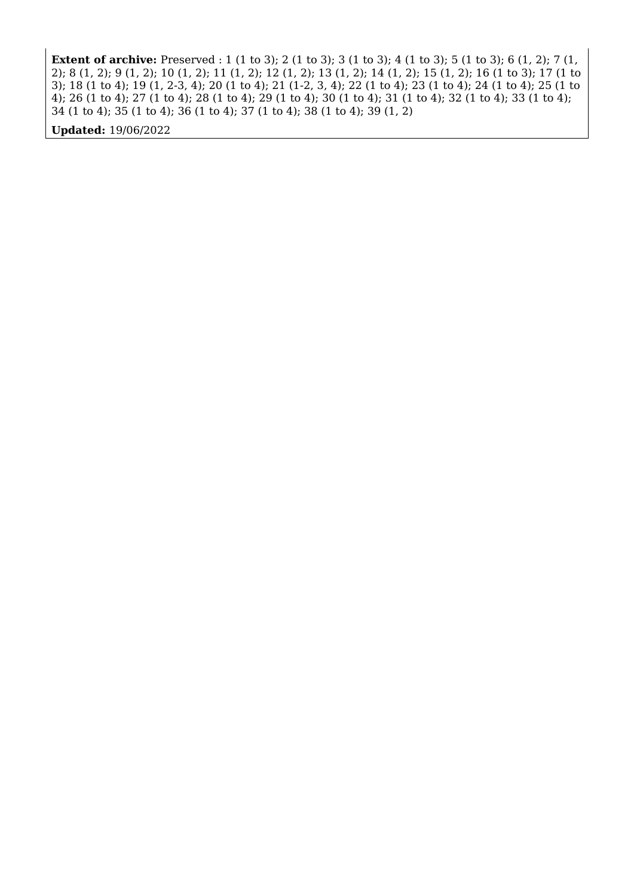**Extent of archive:** Preserved : 1 (1 to 3); 2 (1 to 3); 3 (1 to 3); 4 (1 to 3); 5 (1 to 3); 6 (1, 2); 7 (1, 2); 8 (1, 2); 9 (1, 2); 10 (1, 2); 11 (1, 2); 12 (1, 2); 13 (1, 2); 14 (1, 2); 15 (1, 2); 16 (1 to 3); 17 (1 to 3); 18 (1 to 4); 19 (1, 2-3, 4); 20 (1 to 4); 21 (1-2, 3, 4); 22 (1 to 4); 23 (1 to 4); 24 (1 to 4); 25 (1 to 4); 26 (1 to 4); 27 (1 to 4); 28 (1 to 4); 29 (1 to 4); 30 (1 to 4); 31 (1 to 4); 32 (1 to 4); 33 (1 to 4); 34 (1 to 4); 35 (1 to 4); 36 (1 to 4); 37 (1 to 4); 38 (1 to 4); 39 (1, 2)

**Updated:** 19/06/2022